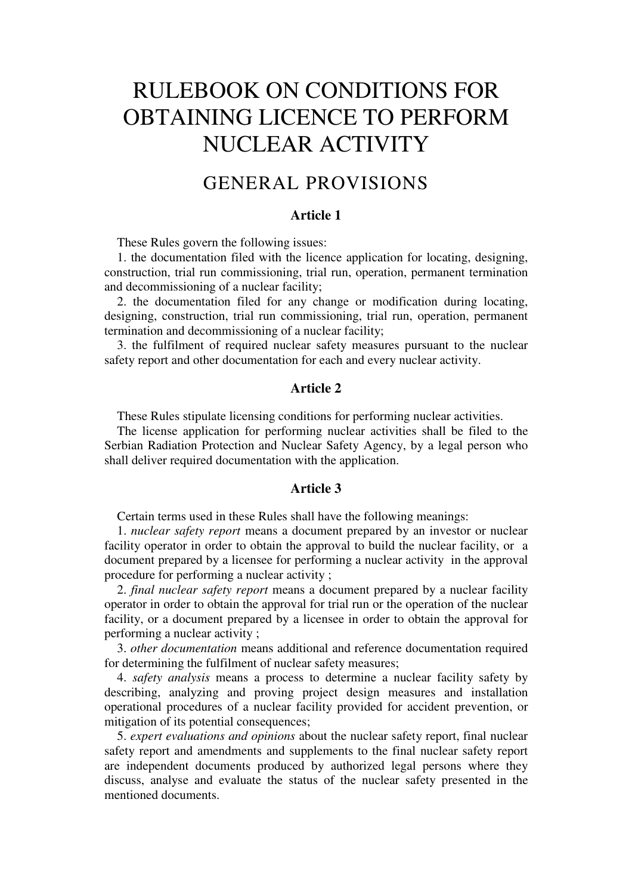# RULEBOOK ON CONDITIONS FOR OBTAINING LICENCE TO PERFORM NUCLEAR ACTIVITY

## GENERAL PROVISIONS

### Article 1

These Rules govern the following issues:

1. the documentation filed with the licence application for locating, designing, construction, trial run commissioning, trial run, operation, permanent termination and decommissioning of a nuclear facility;
2. the documentation filed for any change or modification during locating, designing, construction, trial run commissioning, trial run, operation, permanent termination and decommissioning of a nuclear facility;
3. the fulfilment of required nuclear safety measures pursuant to the nuclear safety report and other documentation for each and every nuclear activity.

### Article 2

These Rules stipulate licensing conditions for performing nuclear activities.

The license application for performing nuclear activities shall be filed to the Serbian Radiation Protection and Nuclear Safety Agency, by a legal person who shall deliver required documentation with the application.

### Article 3

Certain terms used in these Rules shall have the following meanings:

1. *nuclear safety report* means a document prepared by an investor or nuclear facility operator in order to obtain the approval to build the nuclear facility, or a document prepared by a licensee for performing a nuclear activity in the approval procedure for performing a nuclear activity ;
2. *final nuclear safety report* means a document prepared by a nuclear facility operator in order to obtain the approval for trial run or the operation of the nuclear facility, or a document prepared by a licensee in order to obtain the approval for performing a nuclear activity ;
3. *other documentation* means additional and reference documentation required for determining the fulfilment of nuclear safety measures;
4. *safety analysis* means a process to determine a nuclear facility safety by describing, analyzing and proving project design measures and installation operational procedures of a nuclear facility provided for accident prevention, or mitigation of its potential consequences;
5. *expert evaluations and opinions* about the nuclear safety report, final nuclear safety report and amendments and supplements to the final nuclear safety report are independent documents produced by authorized legal persons where they discuss, analyse and evaluate the status of the nuclear safety presented in the mentioned documents.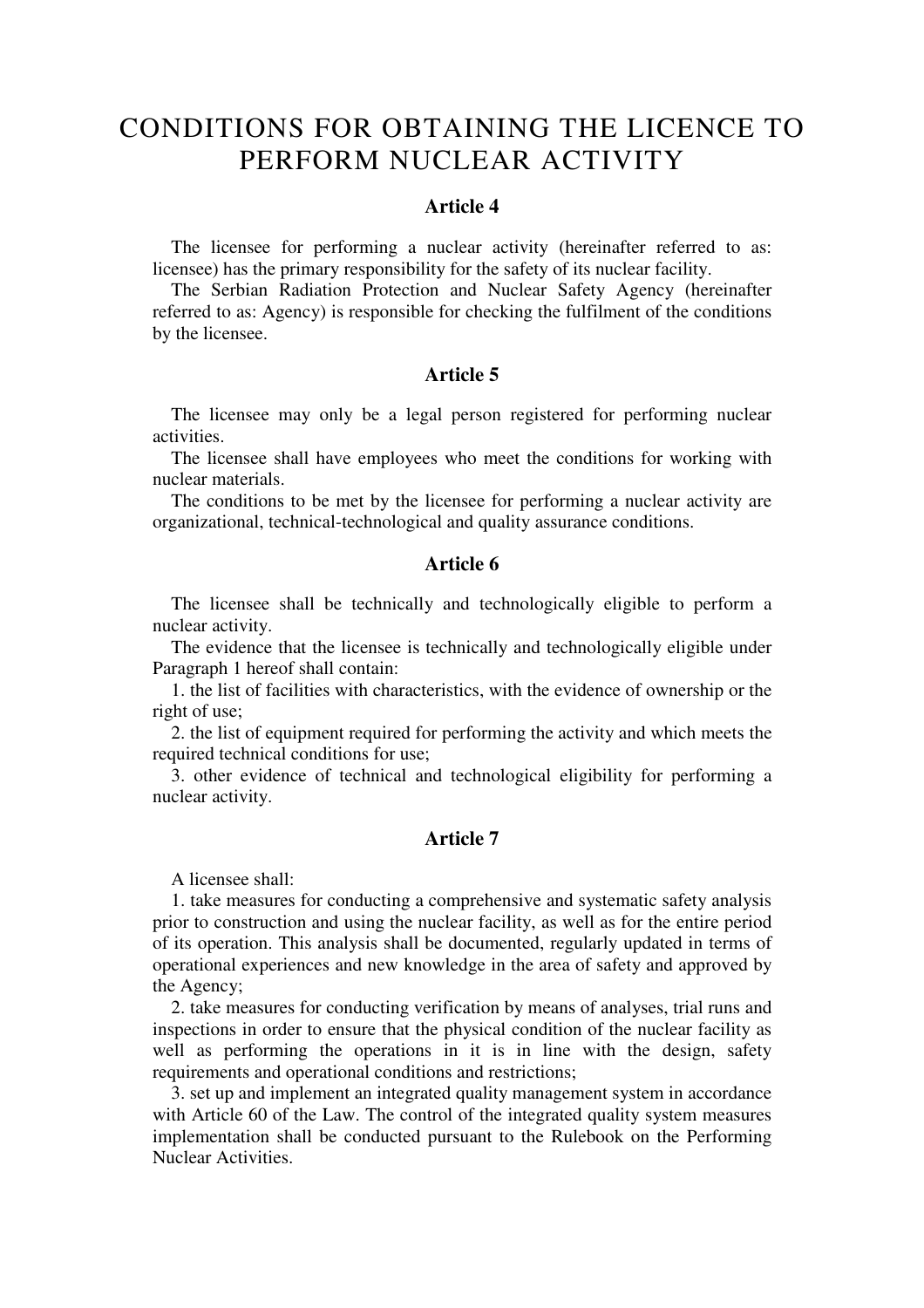# CONDITIONS FOR OBTAINING THE LICENCE TO PERFORM NUCLEAR ACTIVITY

### Article 4

The licensee for performing a nuclear activity (hereinafter referred to as: licensee) has the primary responsibility for the safety of its nuclear facility.

The Serbian Radiation Protection and Nuclear Safety Agency (hereinafter referred to as: Agency) is responsible for checking the fulfilment of the conditions by the licensee.

### Article 5

The licensee may only be a legal person registered for performing nuclear activities.

The licensee shall have employees who meet the conditions for working with nuclear materials.

The conditions to be met by the licensee for performing a nuclear activity are organizational, technical-technological and quality assurance conditions.

### Article 6

The licensee shall be technically and technologically eligible to perform a nuclear activity.

The evidence that the licensee is technically and technologically eligible under Paragraph 1 hereof shall contain:

1. the list of facilities with characteristics, with the evidence of ownership or the right of use;
2. the list of equipment required for performing the activity and which meets the required technical conditions for use;
3. other evidence of technical and technological eligibility for performing a nuclear activity.

### Article 7

A licensee shall:

1. take measures for conducting a comprehensive and systematic safety analysis prior to construction and using the nuclear facility, as well as for the entire period of its operation. This analysis shall be documented, regularly updated in terms of operational experiences and new knowledge in the area of safety and approved by the Agency;
2. take measures for conducting verification by means of analyses, trial runs and inspections in order to ensure that the physical condition of the nuclear facility as well as performing the operations in it is in line with the design, safety requirements and operational conditions and restrictions;
3. set up and implement an integrated quality management system in accordance with Article 60 of the Law. The control of the integrated quality system measures implementation shall be conducted pursuant to the Rulebook on the Performing Nuclear Activities.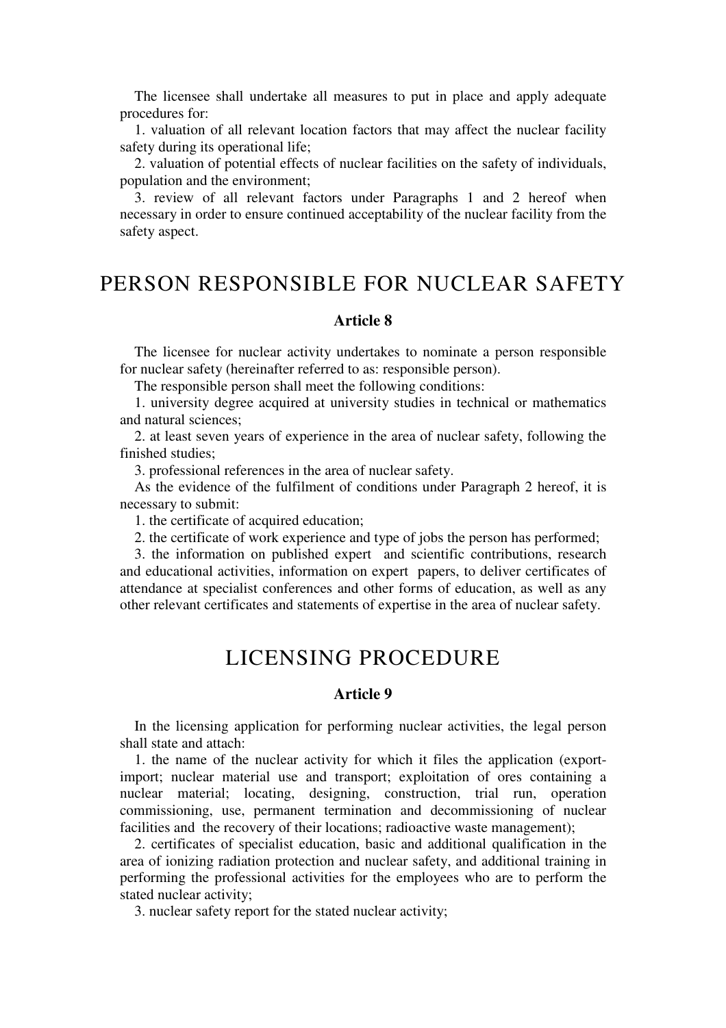The licensee shall undertake all measures to put in place and apply adequate procedures for:

1. valuation of all relevant location factors that may affect the nuclear facility safety during its operational life;
2. valuation of potential effects of nuclear facilities on the safety of individuals, population and the environment;
3. review of all relevant factors under Paragraphs 1 and 2 hereof when necessary in order to ensure continued acceptability of the nuclear facility from the safety aspect.

## PERSON RESPONSIBLE FOR NUCLEAR SAFETY

### Article 8

The licensee for nuclear activity undertakes to nominate a person responsible for nuclear safety (hereinafter referred to as: responsible person).

The responsible person shall meet the following conditions:

1. university degree acquired at university studies in technical or mathematics and natural sciences;
2. at least seven years of experience in the area of nuclear safety, following the finished studies;
3. professional references in the area of nuclear safety.

As the evidence of the fulfilment of conditions under Paragraph 2 hereof, it is necessary to submit:

1. the certificate of acquired education;
2. the certificate of work experience and type of jobs the person has performed;
3. the information on published expert and scientific contributions, research and educational activities, information on expert papers, to deliver certificates of attendance at specialist conferences and other forms of education, as well as any other relevant certificates and statements of expertise in the area of nuclear safety.

## LICENSING PROCEDURE

### Article 9

In the licensing application for performing nuclear activities, the legal person shall state and attach:

1. the name of the nuclear activity for which it files the application (export-import; nuclear material use and transport; exploitation of ores containing a nuclear material; locating, designing, construction, trial run, operation commissioning, use, permanent termination and decommissioning of nuclear facilities and the recovery of their locations; radioactive waste management);
2. certificates of specialist education, basic and additional qualification in the area of ionizing radiation protection and nuclear safety, and additional training in performing the professional activities for the employees who are to perform the stated nuclear activity;
3. nuclear safety report for the stated nuclear activity;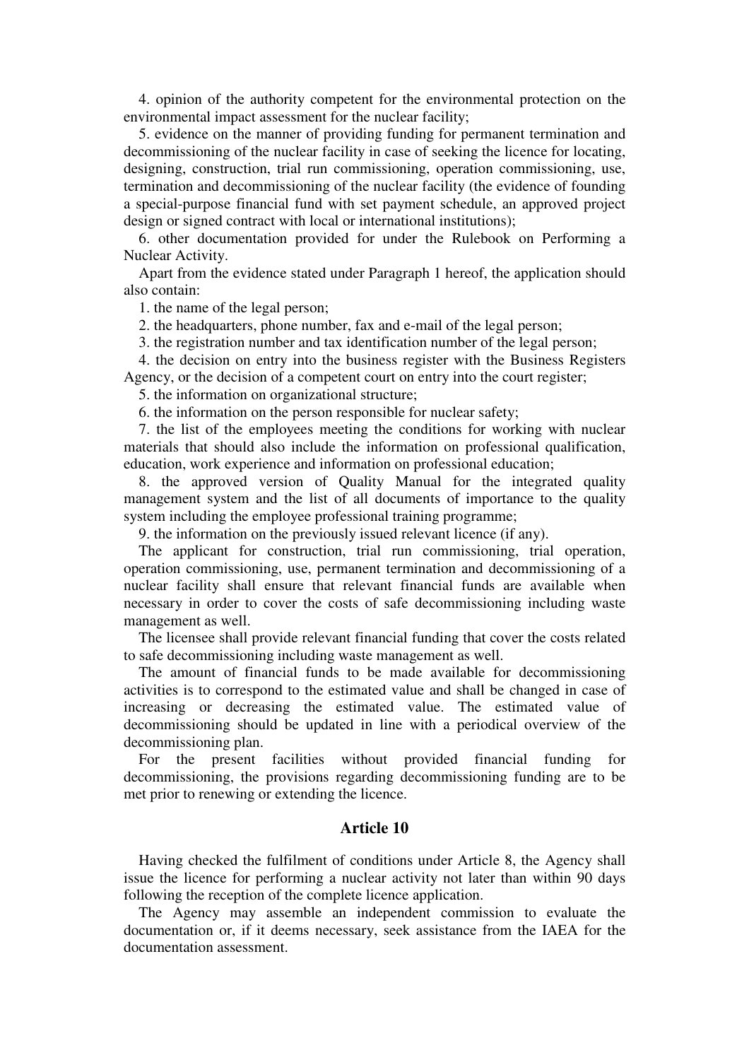4. opinion of the authority competent for the environmental protection on the environmental impact assessment for the nuclear facility;

5. evidence on the manner of providing funding for permanent termination and decommissioning of the nuclear facility in case of seeking the licence for locating, designing, construction, trial run commissioning, operation commissioning, use, termination and decommissioning of the nuclear facility (the evidence of founding a special-purpose financial fund with set payment schedule, an approved project design or signed contract with local or international institutions);

6. other documentation provided for under the Rulebook on Performing a Nuclear Activity.

Apart from the evidence stated under Paragraph 1 hereof, the application should also contain:

1. the name of the legal person;

2. the headquarters, phone number, fax and e-mail of the legal person;

3. the registration number and tax identification number of the legal person;

4. the decision on entry into the business register with the Business Registers Agency, or the decision of a competent court on entry into the court register;

5. the information on organizational structure;

6. the information on the person responsible for nuclear safety;

7. the list of the employees meeting the conditions for working with nuclear materials that should also include the information on professional qualification, education, work experience and information on professional education;

8. the approved version of Quality Manual for the integrated quality management system and the list of all documents of importance to the quality system including the employee professional training programme;

9. the information on the previously issued relevant licence (if any).

The applicant for construction, trial run commissioning, trial operation, operation commissioning, use, permanent termination and decommissioning of a nuclear facility shall ensure that relevant financial funds are available when necessary in order to cover the costs of safe decommissioning including waste management as well.

The licensee shall provide relevant financial funding that cover the costs related to safe decommissioning including waste management as well.

The amount of financial funds to be made available for decommissioning activities is to correspond to the estimated value and shall be changed in case of increasing or decreasing the estimated value. The estimated value of decommissioning should be updated in line with a periodical overview of the decommissioning plan.

For the present facilities without provided financial funding for decommissioning, the provisions regarding decommissioning funding are to be met prior to renewing or extending the licence.

### Article 10

Having checked the fulfilment of conditions under Article 8, the Agency shall issue the licence for performing a nuclear activity not later than within 90 days following the reception of the complete licence application.

The Agency may assemble an independent commission to evaluate the documentation or, if it deems necessary, seek assistance from the IAEA for the documentation assessment.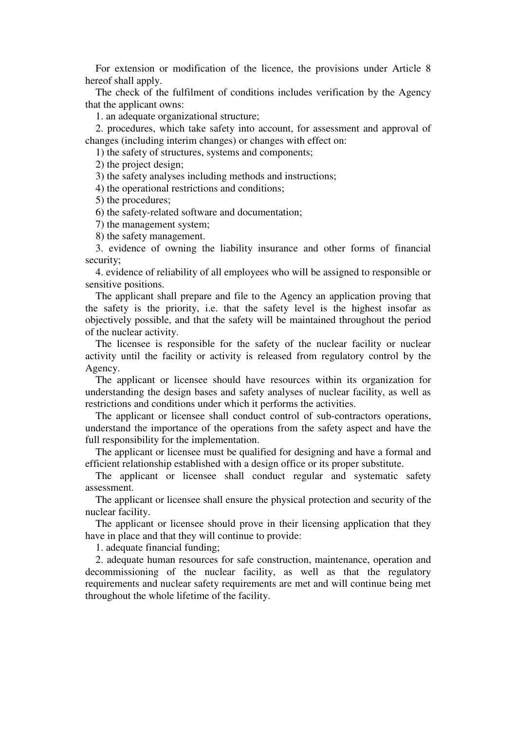For extension or modification of the licence, the provisions under Article 8 hereof shall apply.

The check of the fulfilment of conditions includes verification by the Agency that the applicant owns:

1. an adequate organizational structure;

2. procedures, which take safety into account, for assessment and approval of changes (including interim changes) or changes with effect on:

1) the safety of structures, systems and components;

2) the project design;

3) the safety analyses including methods and instructions;

4) the operational restrictions and conditions;

5) the procedures;

6) the safety-related software and documentation;

7) the management system;

8) the safety management.

3. evidence of owning the liability insurance and other forms of financial security;

4. evidence of reliability of all employees who will be assigned to responsible or sensitive positions.

The applicant shall prepare and file to the Agency an application proving that the safety is the priority, i.e. that the safety level is the highest insofar as objectively possible, and that the safety will be maintained throughout the period of the nuclear activity.

The licensee is responsible for the safety of the nuclear facility or nuclear activity until the facility or activity is released from regulatory control by the Agency.

The applicant or licensee should have resources within its organization for understanding the design bases and safety analyses of nuclear facility, as well as restrictions and conditions under which it performs the activities.

The applicant or licensee shall conduct control of sub-contractors operations, understand the importance of the operations from the safety aspect and have the full responsibility for the implementation.

The applicant or licensee must be qualified for designing and have a formal and efficient relationship established with a design office or its proper substitute.

The applicant or licensee shall conduct regular and systematic safety assessment.

The applicant or licensee shall ensure the physical protection and security of the nuclear facility.

The applicant or licensee should prove in their licensing application that they have in place and that they will continue to provide:

1. adequate financial funding;

2. adequate human resources for safe construction, maintenance, operation and decommissioning of the nuclear facility, as well as that the regulatory requirements and nuclear safety requirements are met and will continue being met throughout the whole lifetime of the facility.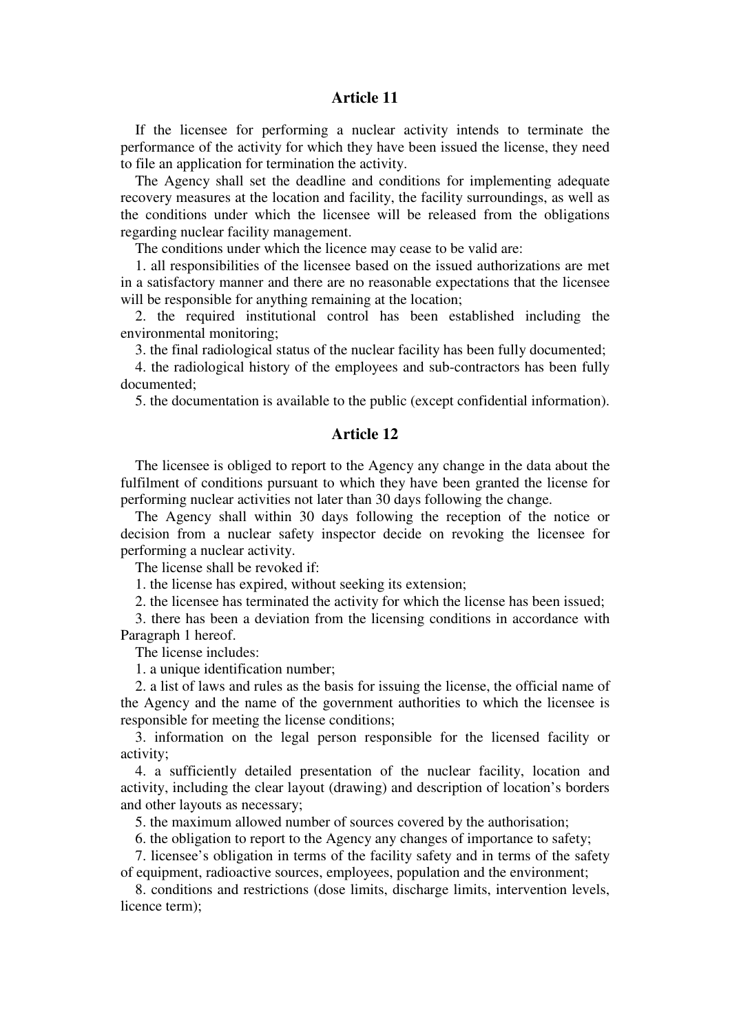## Article 11

If the licensee for performing a nuclear activity intends to terminate the performance of the activity for which they have been issued the license, they need to file an application for termination the activity.

The Agency shall set the deadline and conditions for implementing adequate recovery measures at the location and facility, the facility surroundings, as well as the conditions under which the licensee will be released from the obligations regarding nuclear facility management.

The conditions under which the licence may cease to be valid are:

1. all responsibilities of the licensee based on the issued authorizations are met in a satisfactory manner and there are no reasonable expectations that the licensee will be responsible for anything remaining at the location;
2. the required institutional control has been established including the environmental monitoring;
3. the final radiological status of the nuclear facility has been fully documented;
4. the radiological history of the employees and sub-contractors has been fully documented;
5. the documentation is available to the public (except confidential information).

## Article 12

The licensee is obliged to report to the Agency any change in the data about the fulfilment of conditions pursuant to which they have been granted the license for performing nuclear activities not later than 30 days following the change.

The Agency shall within 30 days following the reception of the notice or decision from a nuclear safety inspector decide on revoking the licensee for performing a nuclear activity.

The license shall be revoked if:

1. the license has expired, without seeking its extension;
2. the licensee has terminated the activity for which the license has been issued;
3. there has been a deviation from the licensing conditions in accordance with Paragraph 1 hereof.

The license includes:

1. a unique identification number;
2. a list of laws and rules as the basis for issuing the license, the official name of the Agency and the name of the government authorities to which the licensee is responsible for meeting the license conditions;
3. information on the legal person responsible for the licensed facility or activity;
4. a sufficiently detailed presentation of the nuclear facility, location and activity, including the clear layout (drawing) and description of location's borders and other layouts as necessary;
5. the maximum allowed number of sources covered by the authorisation;
6. the obligation to report to the Agency any changes of importance to safety;
7. licensee's obligation in terms of the facility safety and in terms of the safety of equipment, radioactive sources, employees, population and the environment;
8. conditions and restrictions (dose limits, discharge limits, intervention levels, licence term);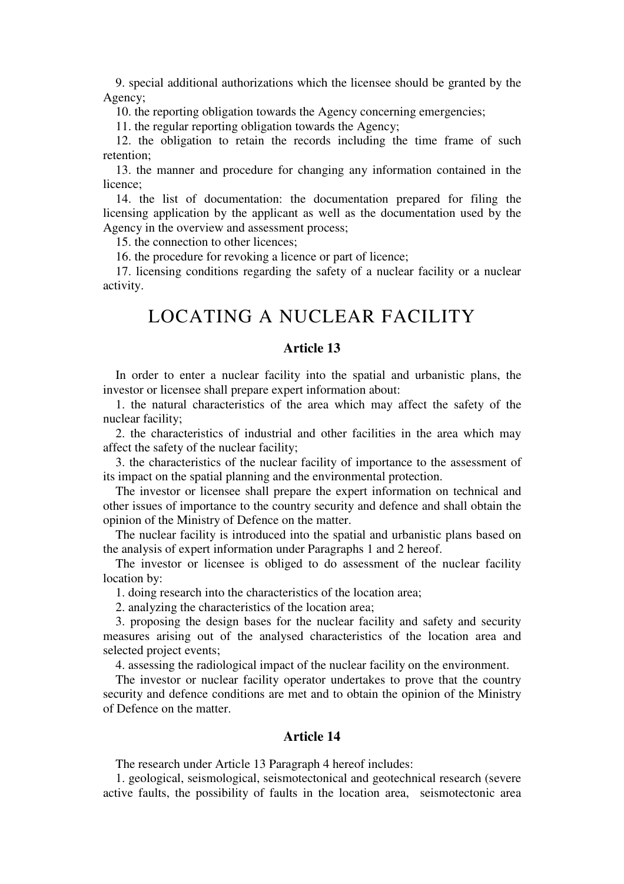9. special additional authorizations which the licensee should be granted by the Agency;

10. the reporting obligation towards the Agency concerning emergencies;

11. the regular reporting obligation towards the Agency;

12. the obligation to retain the records including the time frame of such retention;

13. the manner and procedure for changing any information contained in the licence;

14. the list of documentation: the documentation prepared for filing the licensing application by the applicant as well as the documentation used by the Agency in the overview and assessment process;

15. the connection to other licences;

16. the procedure for revoking a licence or part of licence;

17. licensing conditions regarding the safety of a nuclear facility or a nuclear activity.

# LOCATING A NUCLEAR FACILITY

### Article 13

In order to enter a nuclear facility into the spatial and urbanistic plans, the investor or licensee shall prepare expert information about:

1. the natural characteristics of the area which may affect the safety of the nuclear facility;

2. the characteristics of industrial and other facilities in the area which may affect the safety of the nuclear facility;

3. the characteristics of the nuclear facility of importance to the assessment of its impact on the spatial planning and the environmental protection.

The investor or licensee shall prepare the expert information on technical and other issues of importance to the country security and defence and shall obtain the opinion of the Ministry of Defence on the matter.

The nuclear facility is introduced into the spatial and urbanistic plans based on the analysis of expert information under Paragraphs 1 and 2 hereof.

The investor or licensee is obliged to do assessment of the nuclear facility location by:

1. doing research into the characteristics of the location area;

2. analyzing the characteristics of the location area;

3. proposing the design bases for the nuclear facility and safety and security measures arising out of the analysed characteristics of the location area and selected project events;

4. assessing the radiological impact of the nuclear facility on the environment.

The investor or nuclear facility operator undertakes to prove that the country security and defence conditions are met and to obtain the opinion of the Ministry of Defence on the matter.

### Article 14

The research under Article 13 Paragraph 4 hereof includes:

1. geological, seismological, seismotectonical and geotechnical research (severe active faults, the possibility of faults in the location area, seismotectonic area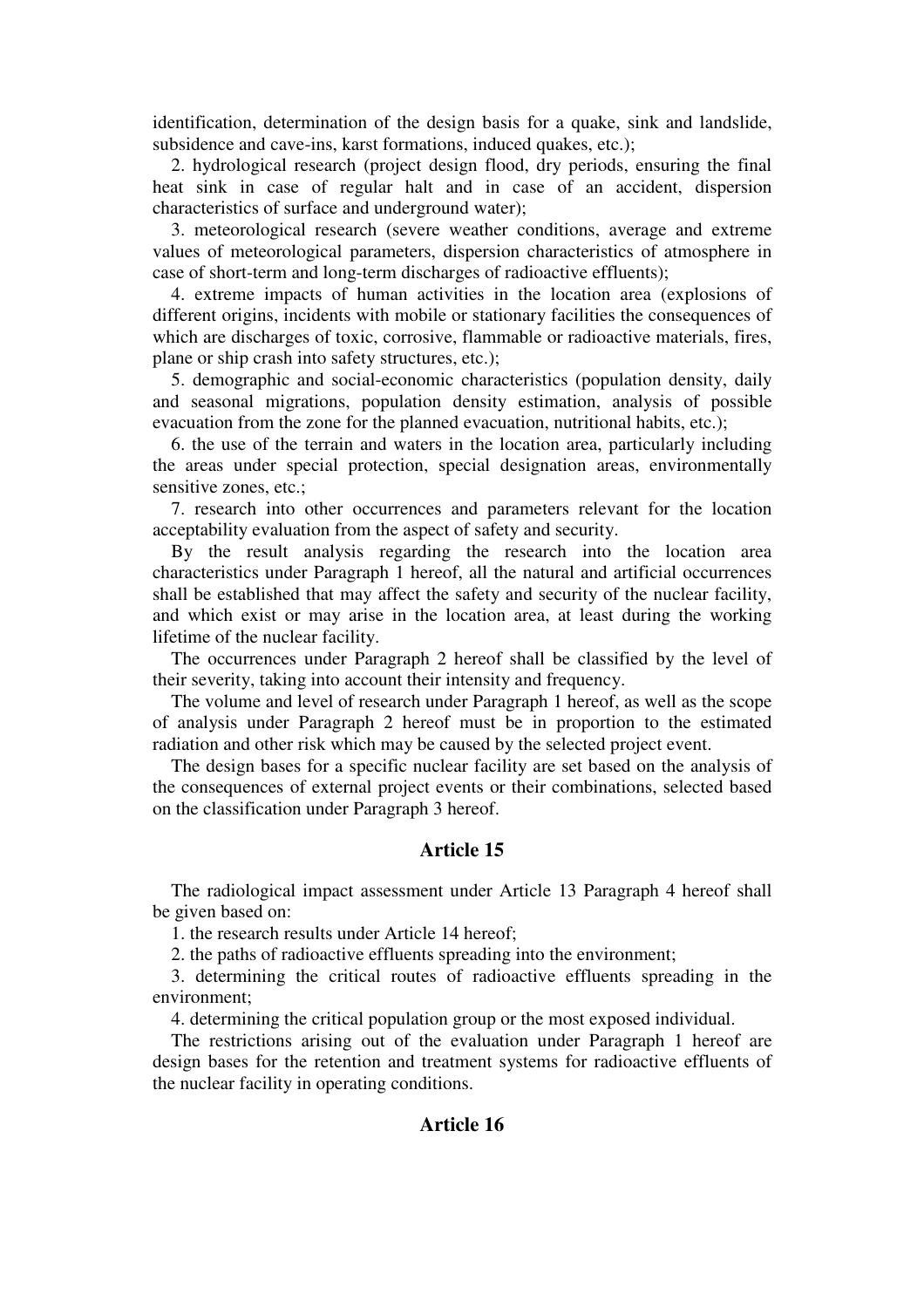identification, determination of the design basis for a quake, sink and landslide, subsidence and cave-ins, karst formations, induced quakes, etc.);

2. hydrological research (project design flood, dry periods, ensuring the final heat sink in case of regular halt and in case of an accident, dispersion characteristics of surface and underground water);

3. meteorological research (severe weather conditions, average and extreme values of meteorological parameters, dispersion characteristics of atmosphere in case of short-term and long-term discharges of radioactive effluents);

4. extreme impacts of human activities in the location area (explosions of different origins, incidents with mobile or stationary facilities the consequences of which are discharges of toxic, corrosive, flammable or radioactive materials, fires, plane or ship crash into safety structures, etc.);

5. demographic and social-economic characteristics (population density, daily and seasonal migrations, population density estimation, analysis of possible evacuation from the zone for the planned evacuation, nutritional habits, etc.);

6. the use of the terrain and waters in the location area, particularly including the areas under special protection, special designation areas, environmentally sensitive zones, etc.;

7. research into other occurrences and parameters relevant for the location acceptability evaluation from the aspect of safety and security.

By the result analysis regarding the research into the location area characteristics under Paragraph 1 hereof, all the natural and artificial occurrences shall be established that may affect the safety and security of the nuclear facility, and which exist or may arise in the location area, at least during the working lifetime of the nuclear facility.

The occurrences under Paragraph 2 hereof shall be classified by the level of their severity, taking into account their intensity and frequency.

The volume and level of research under Paragraph 1 hereof, as well as the scope of analysis under Paragraph 2 hereof must be in proportion to the estimated radiation and other risk which may be caused by the selected project event.

The design bases for a specific nuclear facility are set based on the analysis of the consequences of external project events or their combinations, selected based on the classification under Paragraph 3 hereof.

## Article 15

The radiological impact assessment under Article 13 Paragraph 4 hereof shall be given based on:

1. the research results under Article 14 hereof;

2. the paths of radioactive effluents spreading into the environment;

3. determining the critical routes of radioactive effluents spreading in the environment;

4. determining the critical population group or the most exposed individual.

The restrictions arising out of the evaluation under Paragraph 1 hereof are design bases for the retention and treatment systems for radioactive effluents of the nuclear facility in operating conditions.

## Article 16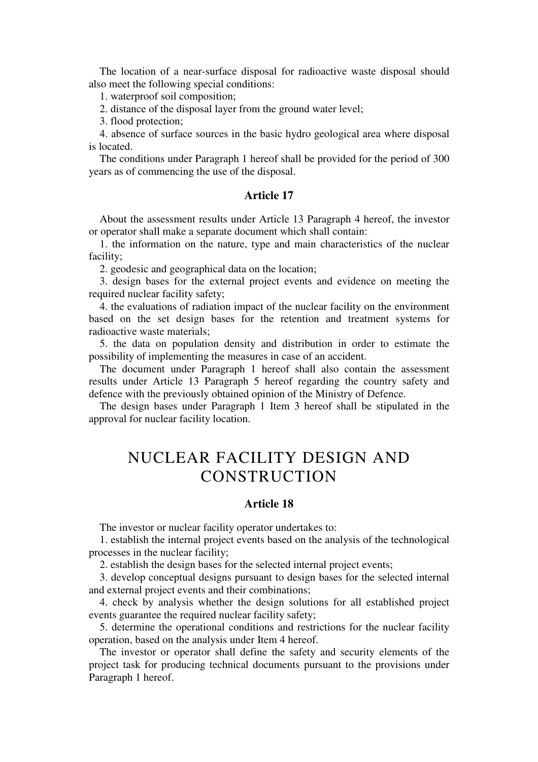The location of a near-surface disposal for radioactive waste disposal should also meet the following special conditions:

1. waterproof soil composition;
2. distance of the disposal layer from the ground water level;
3. flood protection;
4. absence of surface sources in the basic hydro geological area where disposal is located.

The conditions under Paragraph 1 hereof shall be provided for the period of 300 years as of commencing the use of the disposal.

### Article 17

About the assessment results under Article 13 Paragraph 4 hereof, the investor or operator shall make a separate document which shall contain:

1. the information on the nature, type and main characteristics of the nuclear facility;
2. geodesic and geographical data on the location;
3. design bases for the external project events and evidence on meeting the required nuclear facility safety;
4. the evaluations of radiation impact of the nuclear facility on the environment based on the set design bases for the retention and treatment systems for radioactive waste materials;
5. the data on population density and distribution in order to estimate the possibility of implementing the measures in case of an accident.

The document under Paragraph 1 hereof shall also contain the assessment results under Article 13 Paragraph 5 hereof regarding the country safety and defence with the previously obtained opinion of the Ministry of Defence.

The design bases under Paragraph 1 Item 3 hereof shall be stipulated in the approval for nuclear facility location.

## NUCLEAR FACILITY DESIGN AND CONSTRUCTION

### Article 18

The investor or nuclear facility operator undertakes to:

1. establish the internal project events based on the analysis of the technological processes in the nuclear facility;
2. establish the design bases for the selected internal project events;
3. develop conceptual designs pursuant to design bases for the selected internal and external project events and their combinations;
4. check by analysis whether the design solutions for all established project events guarantee the required nuclear facility safety;
5. determine the operational conditions and restrictions for the nuclear facility operation, based on the analysis under Item 4 hereof.

The investor or operator shall define the safety and security elements of the project task for producing technical documents pursuant to the provisions under Paragraph 1 hereof.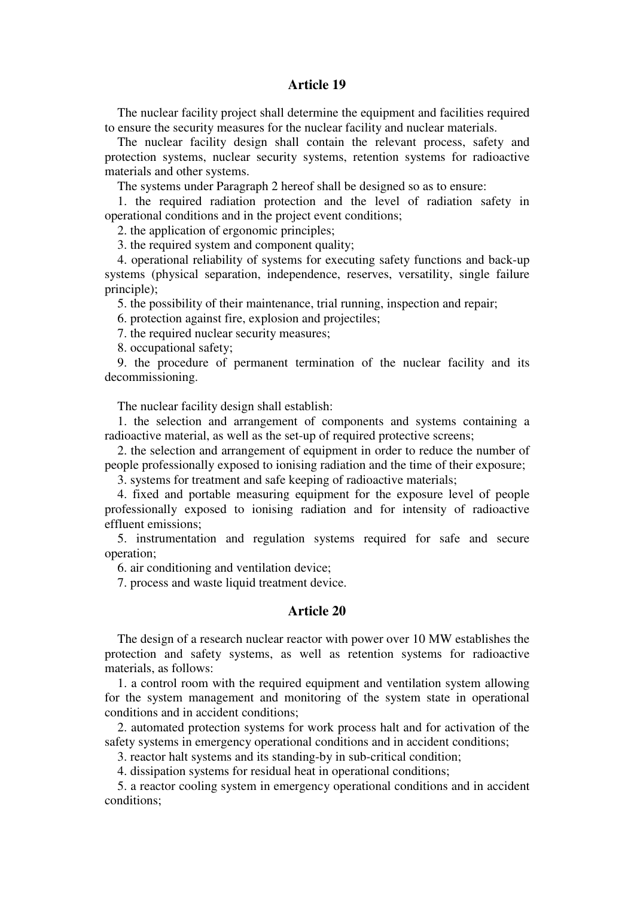## Article 19

The nuclear facility project shall determine the equipment and facilities required to ensure the security measures for the nuclear facility and nuclear materials.

The nuclear facility design shall contain the relevant process, safety and protection systems, nuclear security systems, retention systems for radioactive materials and other systems.

The systems under Paragraph 2 hereof shall be designed so as to ensure:

1. the required radiation protection and the level of radiation safety in operational conditions and in the project event conditions;
2. the application of ergonomic principles;
3. the required system and component quality;
4. operational reliability of systems for executing safety functions and back-up systems (physical separation, independence, reserves, versatility, single failure principle);
5. the possibility of their maintenance, trial running, inspection and repair;
6. protection against fire, explosion and projectiles;
7. the required nuclear security measures;
8. occupational safety;
9. the procedure of permanent termination of the nuclear facility and its decommissioning.

The nuclear facility design shall establish:

1. the selection and arrangement of components and systems containing a radioactive material, as well as the set-up of required protective screens;
2. the selection and arrangement of equipment in order to reduce the number of people professionally exposed to ionising radiation and the time of their exposure;
3. systems for treatment and safe keeping of radioactive materials;
4. fixed and portable measuring equipment for the exposure level of people professionally exposed to ionising radiation and for intensity of radioactive effluent emissions;
5. instrumentation and regulation systems required for safe and secure operation;
6. air conditioning and ventilation device;
7. process and waste liquid treatment device.

## Article 20

The design of a research nuclear reactor with power over 10 MW establishes the protection and safety systems, as well as retention systems for radioactive materials, as follows:

1. a control room with the required equipment and ventilation system allowing for the system management and monitoring of the system state in operational conditions and in accident conditions;
2. automated protection systems for work process halt and for activation of the safety systems in emergency operational conditions and in accident conditions;
3. reactor halt systems and its standing-by in sub-critical condition;
4. dissipation systems for residual heat in operational conditions;
5. a reactor cooling system in emergency operational conditions and in accident conditions;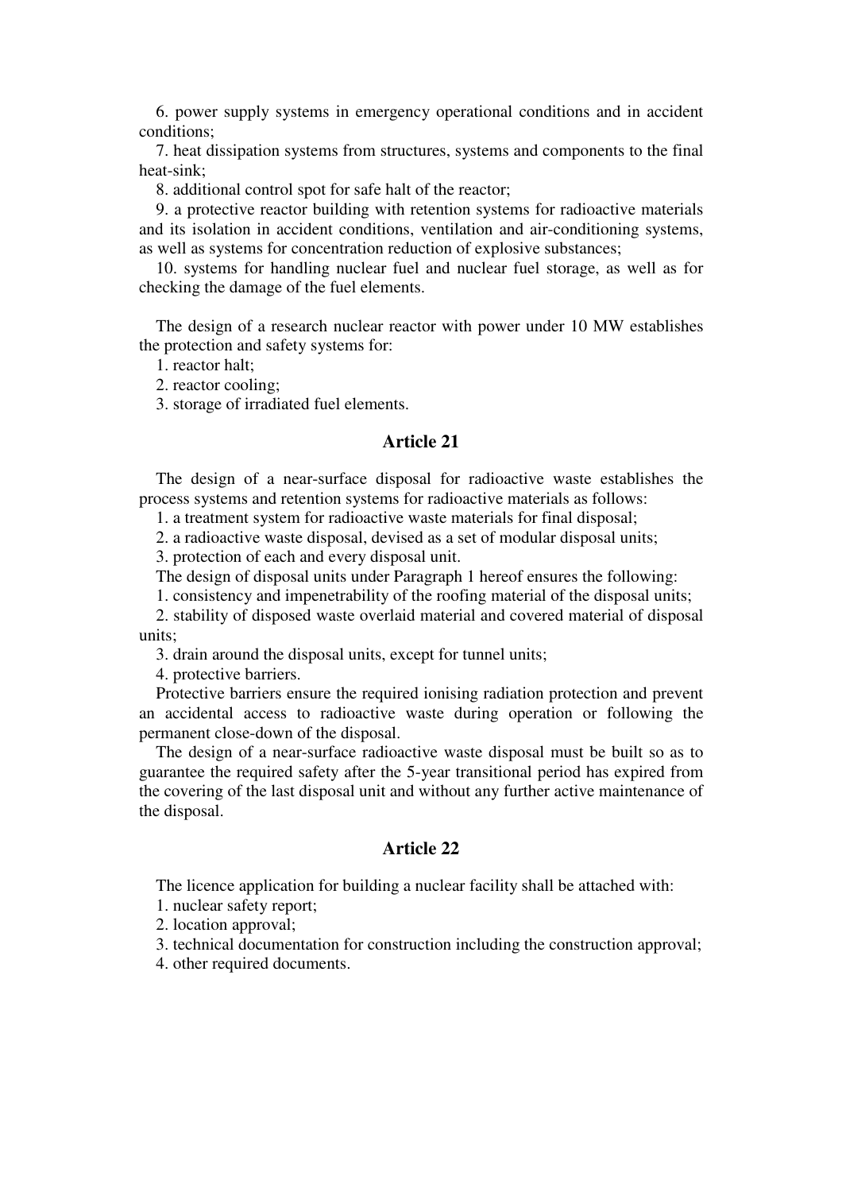6. power supply systems in emergency operational conditions and in accident conditions;

7. heat dissipation systems from structures, systems and components to the final heat-sink;

8. additional control spot for safe halt of the reactor;

9. a protective reactor building with retention systems for radioactive materials and its isolation in accident conditions, ventilation and air-conditioning systems, as well as systems for concentration reduction of explosive substances;

10. systems for handling nuclear fuel and nuclear fuel storage, as well as for checking the damage of the fuel elements.

The design of a research nuclear reactor with power under 10 MW establishes the protection and safety systems for:

1. reactor halt;
2. reactor cooling;
3. storage of irradiated fuel elements.

## Article 21

The design of a near-surface disposal for radioactive waste establishes the process systems and retention systems for radioactive materials as follows:

1. a treatment system for radioactive waste materials for final disposal;
2. a radioactive waste disposal, devised as a set of modular disposal units;
3. protection of each and every disposal unit.

The design of disposal units under Paragraph 1 hereof ensures the following:

1. consistency and impenetrability of the roofing material of the disposal units;
2. stability of disposed waste overlaid material and covered material of disposal units;
3. drain around the disposal units, except for tunnel units;
4. protective barriers.

Protective barriers ensure the required ionising radiation protection and prevent an accidental access to radioactive waste during operation or following the permanent close-down of the disposal.

The design of a near-surface radioactive waste disposal must be built so as to guarantee the required safety after the 5-year transitional period has expired from the covering of the last disposal unit and without any further active maintenance of the disposal.

## Article 22

The licence application for building a nuclear facility shall be attached with:

1. nuclear safety report;
2. location approval;
3. technical documentation for construction including the construction approval;
4. other required documents.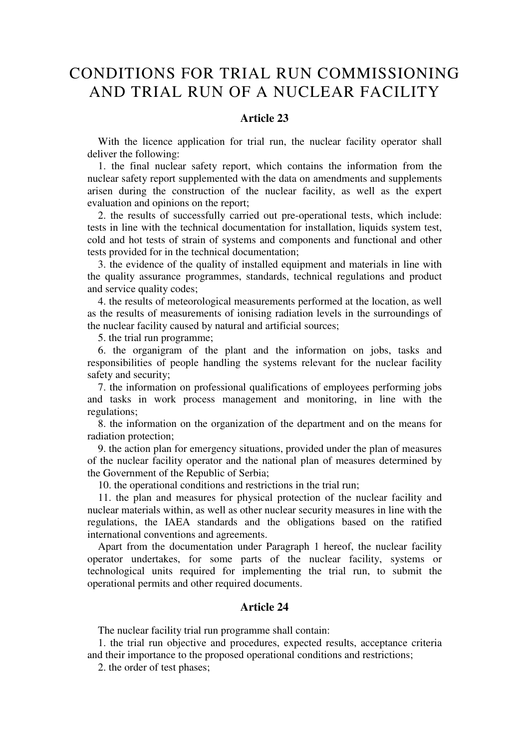# CONDITIONS FOR TRIAL RUN COMMISSIONING AND TRIAL RUN OF A NUCLEAR FACILITY

### Article 23

With the licence application for trial run, the nuclear facility operator shall deliver the following:

1. the final nuclear safety report, which contains the information from the nuclear safety report supplemented with the data on amendments and supplements arisen during the construction of the nuclear facility, as well as the expert evaluation and opinions on the report;
2. the results of successfully carried out pre-operational tests, which include: tests in line with the technical documentation for installation, liquids system test, cold and hot tests of strain of systems and components and functional and other tests provided for in the technical documentation;
3. the evidence of the quality of installed equipment and materials in line with the quality assurance programmes, standards, technical regulations and product and service quality codes;
4. the results of meteorological measurements performed at the location, as well as the results of measurements of ionising radiation levels in the surroundings of the nuclear facility caused by natural and artificial sources;
5. the trial run programme;
6. the organigram of the plant and the information on jobs, tasks and responsibilities of people handling the systems relevant for the nuclear facility safety and security;
7. the information on professional qualifications of employees performing jobs and tasks in work process management and monitoring, in line with the regulations;
8. the information on the organization of the department and on the means for radiation protection;
9. the action plan for emergency situations, provided under the plan of measures of the nuclear facility operator and the national plan of measures determined by the Government of the Republic of Serbia;
10. the operational conditions and restrictions in the trial run;
11. the plan and measures for physical protection of the nuclear facility and nuclear materials within, as well as other nuclear security measures in line with the regulations, the IAEA standards and the obligations based on the ratified international conventions and agreements.

Apart from the documentation under Paragraph 1 hereof, the nuclear facility operator undertakes, for some parts of the nuclear facility, systems or technological units required for implementing the trial run, to submit the operational permits and other required documents.

### Article 24

The nuclear facility trial run programme shall contain:

1. the trial run objective and procedures, expected results, acceptance criteria and their importance to the proposed operational conditions and restrictions;
2. the order of test phases;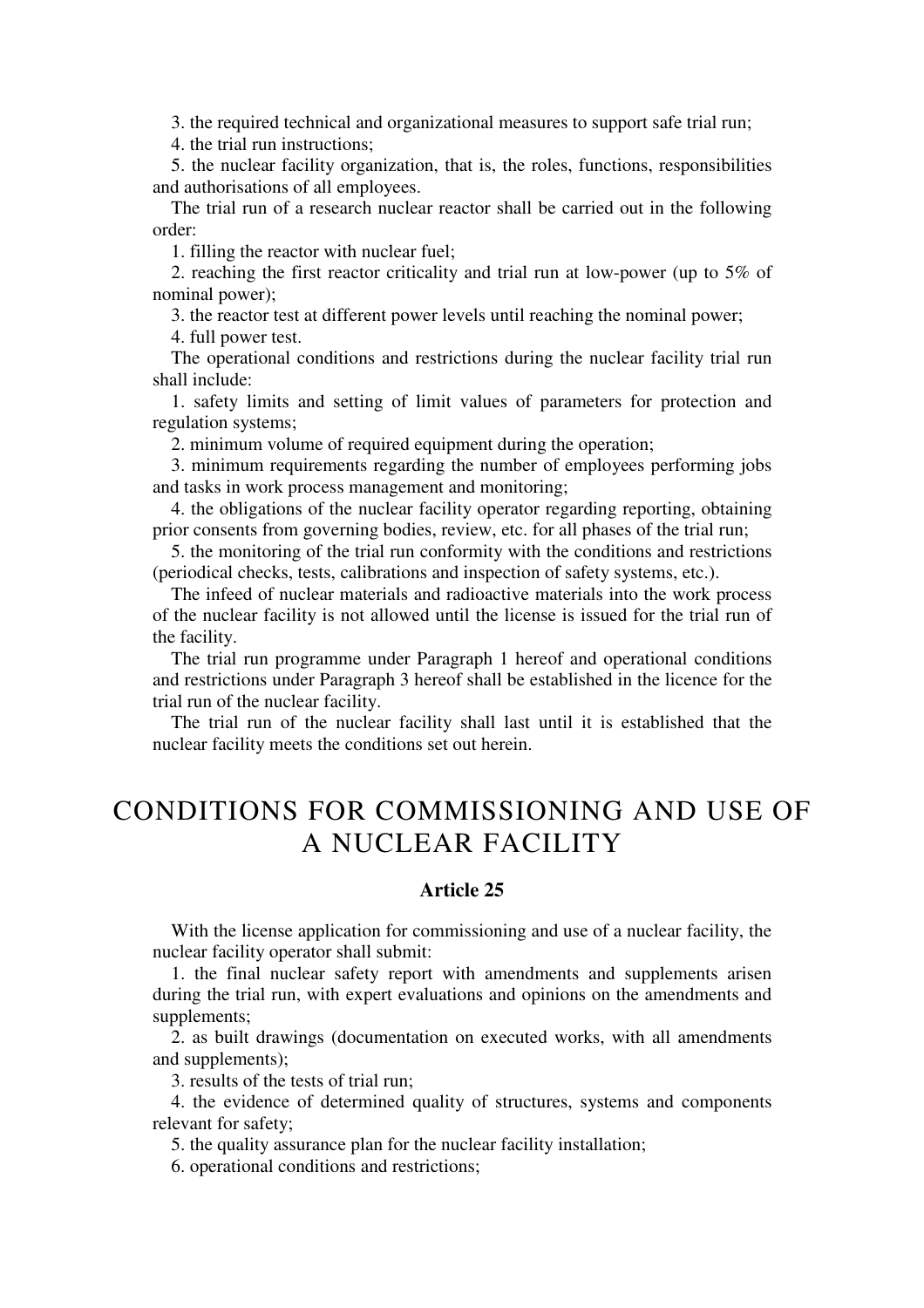3. the required technical and organizational measures to support safe trial run;

4. the trial run instructions;

5. the nuclear facility organization, that is, the roles, functions, responsibilities and authorisations of all employees.

The trial run of a research nuclear reactor shall be carried out in the following order:

1. filling the reactor with nuclear fuel;

2. reaching the first reactor criticality and trial run at low-power (up to 5% of nominal power);

3. the reactor test at different power levels until reaching the nominal power;

4. full power test.

The operational conditions and restrictions during the nuclear facility trial run shall include:

1. safety limits and setting of limit values of parameters for protection and regulation systems;

2. minimum volume of required equipment during the operation;

3. minimum requirements regarding the number of employees performing jobs and tasks in work process management and monitoring;

4. the obligations of the nuclear facility operator regarding reporting, obtaining prior consents from governing bodies, review, etc. for all phases of the trial run;

5. the monitoring of the trial run conformity with the conditions and restrictions (periodical checks, tests, calibrations and inspection of safety systems, etc.).

The infeed of nuclear materials and radioactive materials into the work process of the nuclear facility is not allowed until the license is issued for the trial run of the facility.

The trial run programme under Paragraph 1 hereof and operational conditions and restrictions under Paragraph 3 hereof shall be established in the licence for the trial run of the nuclear facility.

The trial run of the nuclear facility shall last until it is established that the nuclear facility meets the conditions set out herein.

## CONDITIONS FOR COMMISSIONING AND USE OF A NUCLEAR FACILITY

### Article 25

With the license application for commissioning and use of a nuclear facility, the nuclear facility operator shall submit:

1. the final nuclear safety report with amendments and supplements arisen during the trial run, with expert evaluations and opinions on the amendments and supplements;

2. as built drawings (documentation on executed works, with all amendments and supplements);

3. results of the tests of trial run;

4. the evidence of determined quality of structures, systems and components relevant for safety;

5. the quality assurance plan for the nuclear facility installation;

6. operational conditions and restrictions;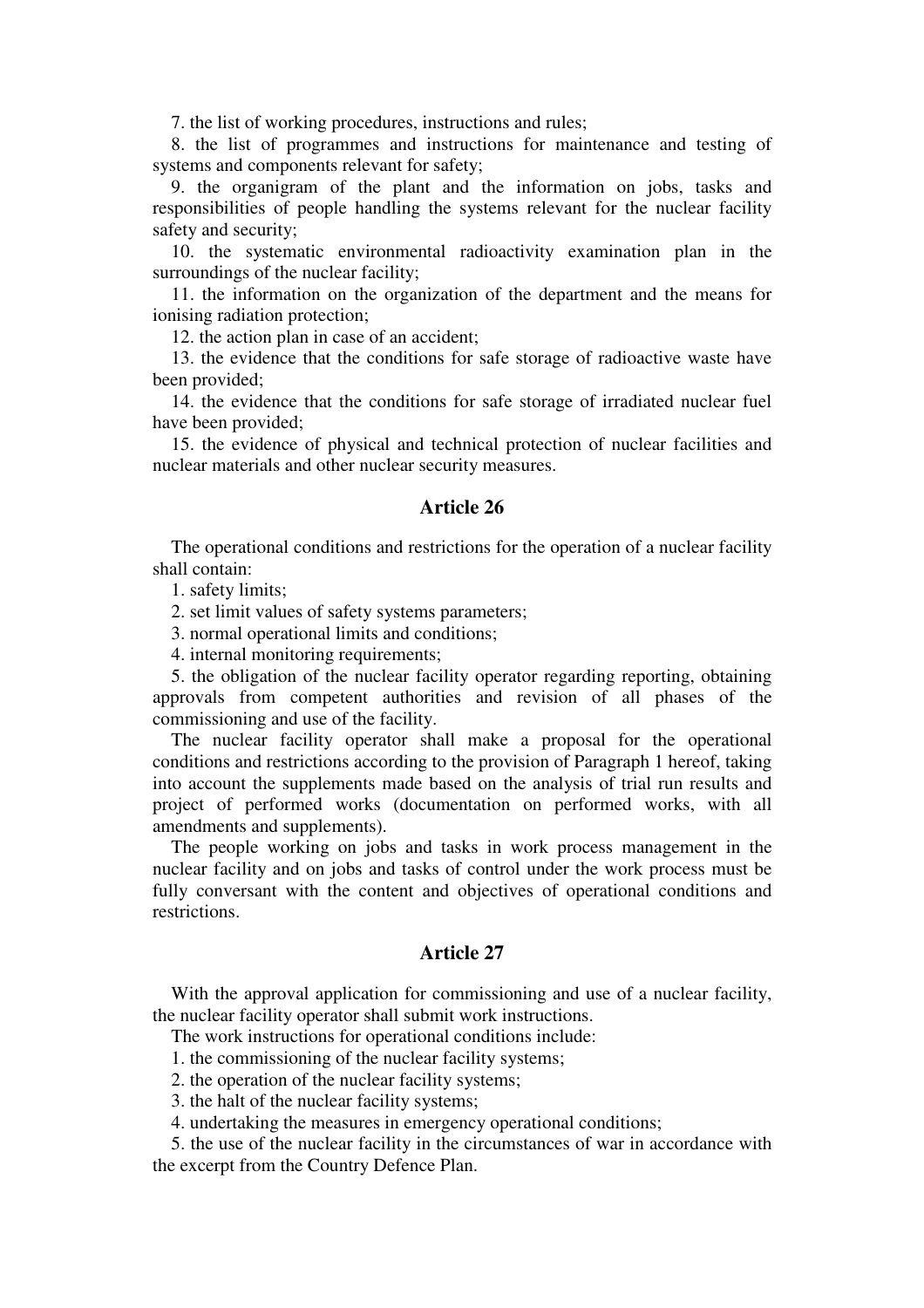7. the list of working procedures, instructions and rules;

8. the list of programmes and instructions for maintenance and testing of systems and components relevant for safety;

9. the organigram of the plant and the information on jobs, tasks and responsibilities of people handling the systems relevant for the nuclear facility safety and security;

10. the systematic environmental radioactivity examination plan in the surroundings of the nuclear facility;

11. the information on the organization of the department and the means for ionising radiation protection;

12. the action plan in case of an accident;

13. the evidence that the conditions for safe storage of radioactive waste have been provided;

14. the evidence that the conditions for safe storage of irradiated nuclear fuel have been provided;

15. the evidence of physical and technical protection of nuclear facilities and nuclear materials and other nuclear security measures.

## Article 26

The operational conditions and restrictions for the operation of a nuclear facility shall contain:

1. safety limits;
2. set limit values of safety systems parameters;
3. normal operational limits and conditions;
4. internal monitoring requirements;
5. the obligation of the nuclear facility operator regarding reporting, obtaining approvals from competent authorities and revision of all phases of the commissioning and use of the facility.

The nuclear facility operator shall make a proposal for the operational conditions and restrictions according to the provision of Paragraph 1 hereof, taking into account the supplements made based on the analysis of trial run results and project of performed works (documentation on performed works, with all amendments and supplements).

The people working on jobs and tasks in work process management in the nuclear facility and on jobs and tasks of control under the work process must be fully conversant with the content and objectives of operational conditions and restrictions.

## Article 27

With the approval application for commissioning and use of a nuclear facility, the nuclear facility operator shall submit work instructions.

The work instructions for operational conditions include:

1. the commissioning of the nuclear facility systems;
2. the operation of the nuclear facility systems;
3. the halt of the nuclear facility systems;
4. undertaking the measures in emergency operational conditions;
5. the use of the nuclear facility in the circumstances of war in accordance with the excerpt from the Country Defence Plan.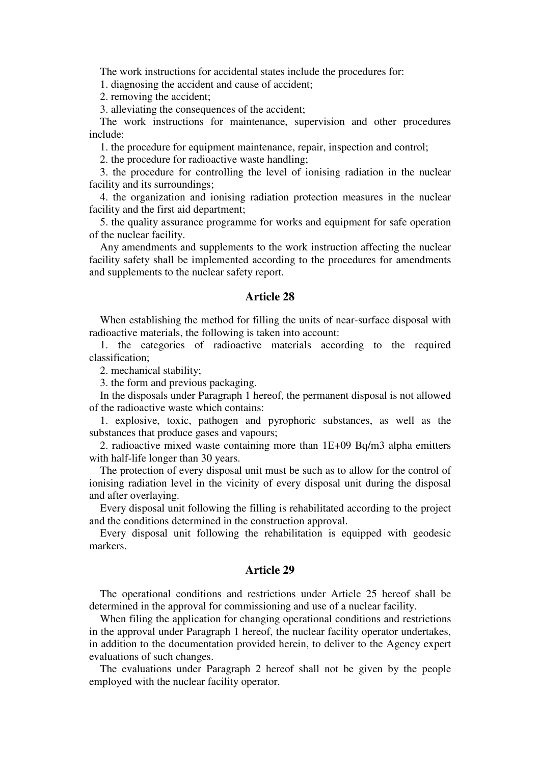The work instructions for accidental states include the procedures for:

1. diagnosing the accident and cause of accident;
2. removing the accident;
3. alleviating the consequences of the accident;

The work instructions for maintenance, supervision and other procedures include:

1. the procedure for equipment maintenance, repair, inspection and control;
2. the procedure for radioactive waste handling;
3. the procedure for controlling the level of ionising radiation in the nuclear facility and its surroundings;
4. the organization and ionising radiation protection measures in the nuclear facility and the first aid department;
5. the quality assurance programme for works and equipment for safe operation of the nuclear facility.

Any amendments and supplements to the work instruction affecting the nuclear facility safety shall be implemented according to the procedures for amendments and supplements to the nuclear safety report.

## Article 28

When establishing the method for filling the units of near-surface disposal with radioactive materials, the following is taken into account:

1. the categories of radioactive materials according to the required classification;
2. mechanical stability;
3. the form and previous packaging.

In the disposals under Paragraph 1 hereof, the permanent disposal is not allowed of the radioactive waste which contains:

1. explosive, toxic, pathogen and pyrophoric substances, as well as the substances that produce gases and vapours;
2. radioactive mixed waste containing more than 1E+09 Bq/m3 alpha emitters with half-life longer than 30 years.

The protection of every disposal unit must be such as to allow for the control of ionising radiation level in the vicinity of every disposal unit during the disposal and after overlaying.

Every disposal unit following the filling is rehabilitated according to the project and the conditions determined in the construction approval.

Every disposal unit following the rehabilitation is equipped with geodesic markers.

## Article 29

The operational conditions and restrictions under Article 25 hereof shall be determined in the approval for commissioning and use of a nuclear facility.

When filing the application for changing operational conditions and restrictions in the approval under Paragraph 1 hereof, the nuclear facility operator undertakes, in addition to the documentation provided herein, to deliver to the Agency expert evaluations of such changes.

The evaluations under Paragraph 2 hereof shall not be given by the people employed with the nuclear facility operator.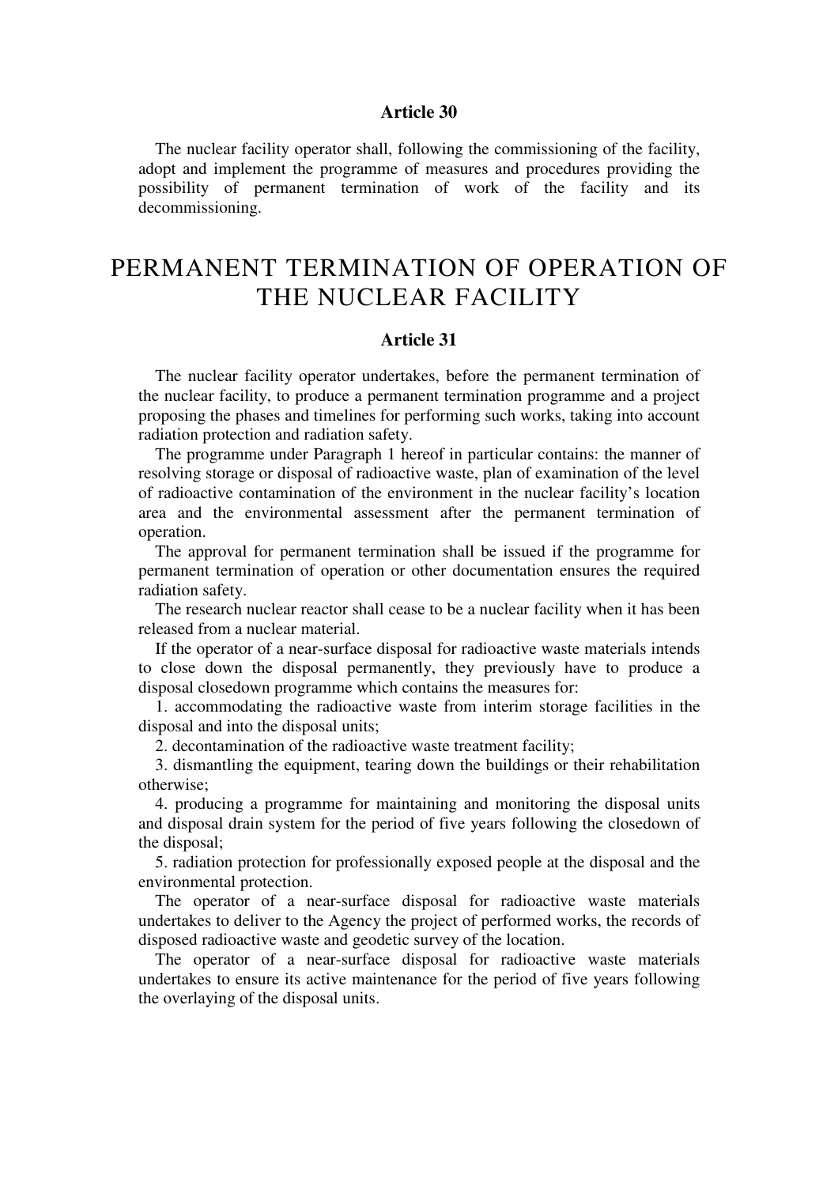### Article 30

The nuclear facility operator shall, following the commissioning of the facility, adopt and implement the programme of measures and procedures providing the possibility of permanent termination of work of the facility and its decommissioning.

## PERMANENT TERMINATION OF OPERATION OF THE NUCLEAR FACILITY

### Article 31

The nuclear facility operator undertakes, before the permanent termination of the nuclear facility, to produce a permanent termination programme and a project proposing the phases and timelines for performing such works, taking into account radiation protection and radiation safety.

The programme under Paragraph 1 hereof in particular contains: the manner of resolving storage or disposal of radioactive waste, plan of examination of the level of radioactive contamination of the environment in the nuclear facility's location area and the environmental assessment after the permanent termination of operation.

The approval for permanent termination shall be issued if the programme for permanent termination of operation or other documentation ensures the required radiation safety.

The research nuclear reactor shall cease to be a nuclear facility when it has been released from a nuclear material.

If the operator of a near-surface disposal for radioactive waste materials intends to close down the disposal permanently, they previously have to produce a disposal closedown programme which contains the measures for:

1. accommodating the radioactive waste from interim storage facilities in the disposal and into the disposal units;
2. decontamination of the radioactive waste treatment facility;
3. dismantling the equipment, tearing down the buildings or their rehabilitation otherwise;
4. producing a programme for maintaining and monitoring the disposal units and disposal drain system for the period of five years following the closedown of the disposal;
5. radiation protection for professionally exposed people at the disposal and the environmental protection.

The operator of a near-surface disposal for radioactive waste materials undertakes to deliver to the Agency the project of performed works, the records of disposed radioactive waste and geodetic survey of the location.

The operator of a near-surface disposal for radioactive waste materials undertakes to ensure its active maintenance for the period of five years following the overlaying of the disposal units.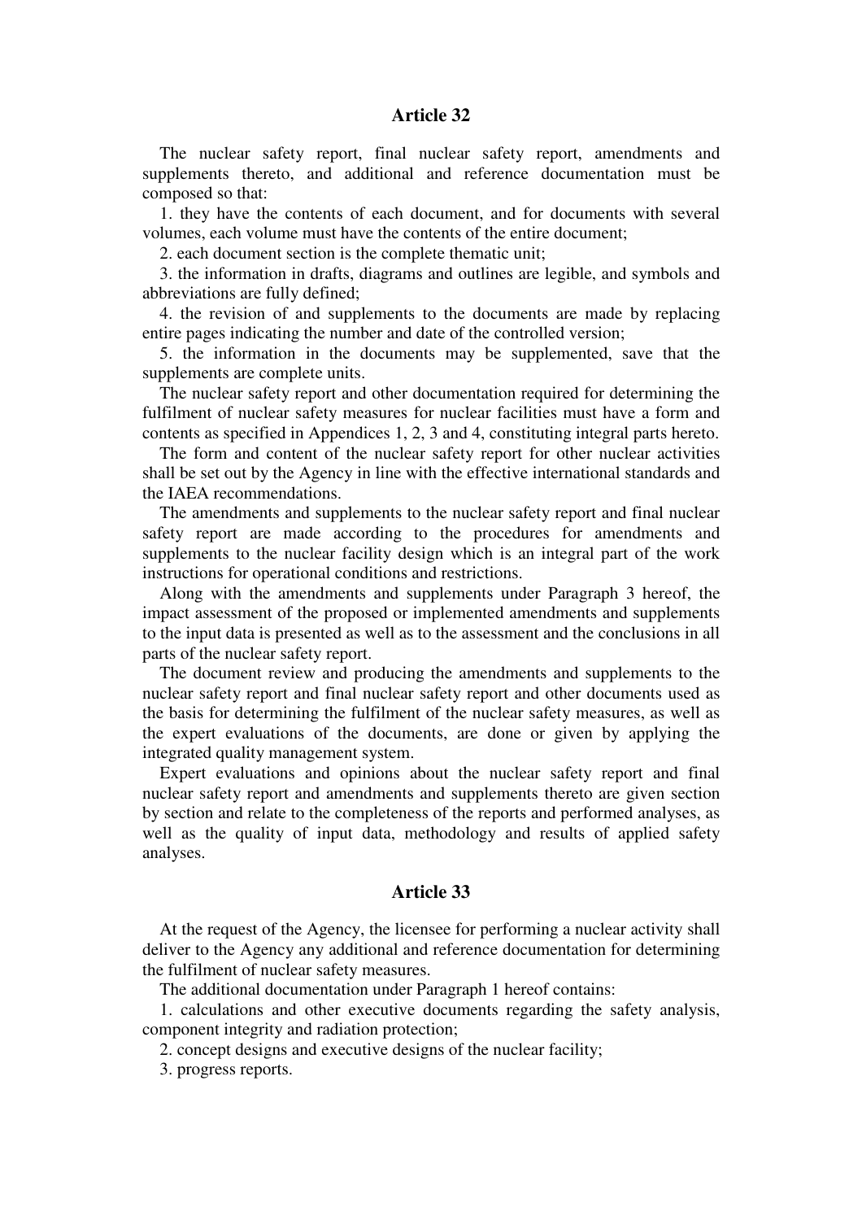## Article 32

The nuclear safety report, final nuclear safety report, amendments and supplements thereto, and additional and reference documentation must be composed so that:

1. they have the contents of each document, and for documents with several volumes, each volume must have the contents of the entire document;
2. each document section is the complete thematic unit;
3. the information in drafts, diagrams and outlines are legible, and symbols and abbreviations are fully defined;
4. the revision of and supplements to the documents are made by replacing entire pages indicating the number and date of the controlled version;
5. the information in the documents may be supplemented, save that the supplements are complete units.

The nuclear safety report and other documentation required for determining the fulfilment of nuclear safety measures for nuclear facilities must have a form and contents as specified in Appendices 1, 2, 3 and 4, constituting integral parts hereto.

The form and content of the nuclear safety report for other nuclear activities shall be set out by the Agency in line with the effective international standards and the IAEA recommendations.

The amendments and supplements to the nuclear safety report and final nuclear safety report are made according to the procedures for amendments and supplements to the nuclear facility design which is an integral part of the work instructions for operational conditions and restrictions.

Along with the amendments and supplements under Paragraph 3 hereof, the impact assessment of the proposed or implemented amendments and supplements to the input data is presented as well as to the assessment and the conclusions in all parts of the nuclear safety report.

The document review and producing the amendments and supplements to the nuclear safety report and final nuclear safety report and other documents used as the basis for determining the fulfilment of the nuclear safety measures, as well as the expert evaluations of the documents, are done or given by applying the integrated quality management system.

Expert evaluations and opinions about the nuclear safety report and final nuclear safety report and amendments and supplements thereto are given section by section and relate to the completeness of the reports and performed analyses, as well as the quality of input data, methodology and results of applied safety analyses.

## Article 33

At the request of the Agency, the licensee for performing a nuclear activity shall deliver to the Agency any additional and reference documentation for determining the fulfilment of nuclear safety measures.

The additional documentation under Paragraph 1 hereof contains:

1. calculations and other executive documents regarding the safety analysis, component integrity and radiation protection;
2. concept designs and executive designs of the nuclear facility;
3. progress reports.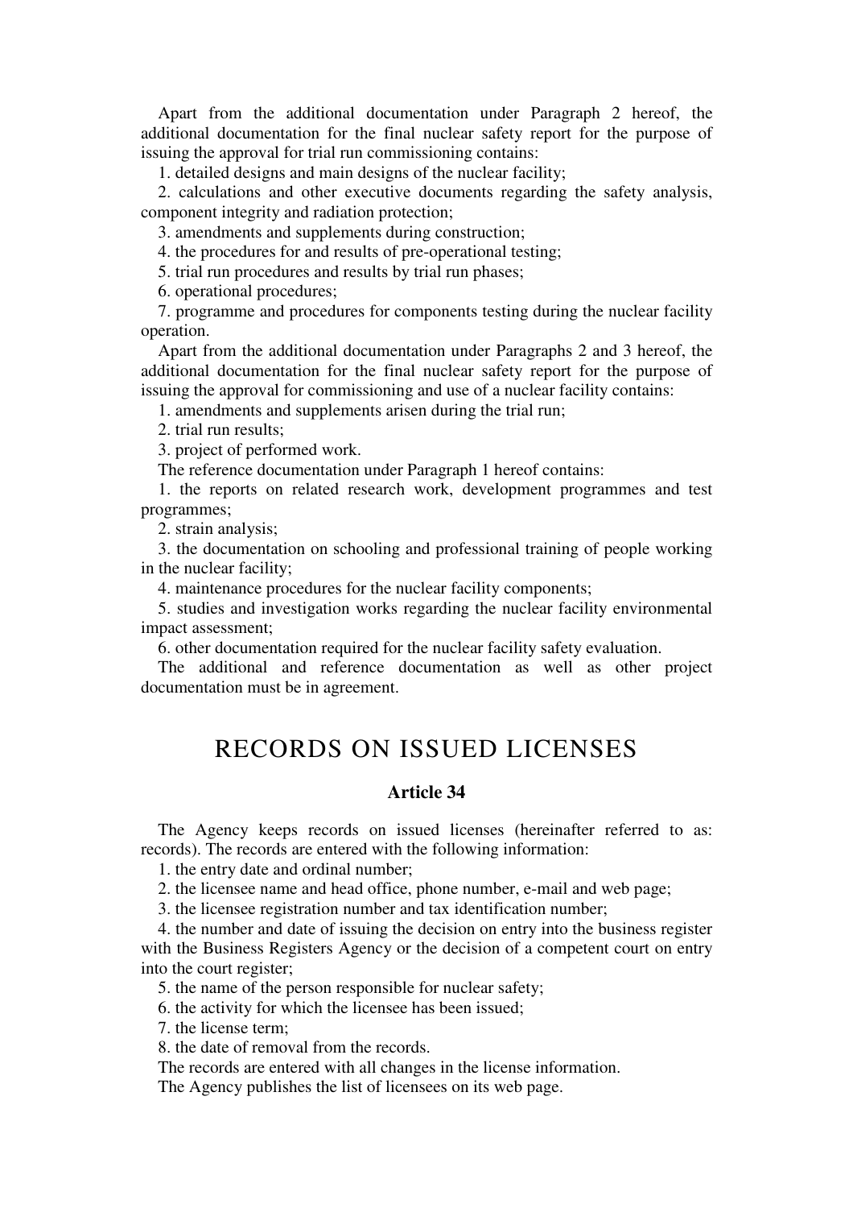Apart from the additional documentation under Paragraph 2 hereof, the additional documentation for the final nuclear safety report for the purpose of issuing the approval for trial run commissioning contains:

1. detailed designs and main designs of the nuclear facility;
2. calculations and other executive documents regarding the safety analysis, component integrity and radiation protection;
3. amendments and supplements during construction;
4. the procedures for and results of pre-operational testing;
5. trial run procedures and results by trial run phases;
6. operational procedures;
7. programme and procedures for components testing during the nuclear facility operation.

Apart from the additional documentation under Paragraphs 2 and 3 hereof, the additional documentation for the final nuclear safety report for the purpose of issuing the approval for commissioning and use of a nuclear facility contains:

1. amendments and supplements arisen during the trial run;
2. trial run results;
3. project of performed work.

The reference documentation under Paragraph 1 hereof contains:

1. the reports on related research work, development programmes and test programmes;
2. strain analysis;
3. the documentation on schooling and professional training of people working in the nuclear facility;
4. maintenance procedures for the nuclear facility components;
5. studies and investigation works regarding the nuclear facility environmental impact assessment;
6. other documentation required for the nuclear facility safety evaluation.

The additional and reference documentation as well as other project documentation must be in agreement.

# RECORDS ON ISSUED LICENSES

### Article 34

The Agency keeps records on issued licenses (hereinafter referred to as: records). The records are entered with the following information:

1. the entry date and ordinal number;
2. the licensee name and head office, phone number, e-mail and web page;
3. the licensee registration number and tax identification number;
4. the number and date of issuing the decision on entry into the business register with the Business Registers Agency or the decision of a competent court on entry into the court register;
5. the name of the person responsible for nuclear safety;
6. the activity for which the licensee has been issued;
7. the license term;
8. the date of removal from the records.

The records are entered with all changes in the license information.

The Agency publishes the list of licensees on its web page.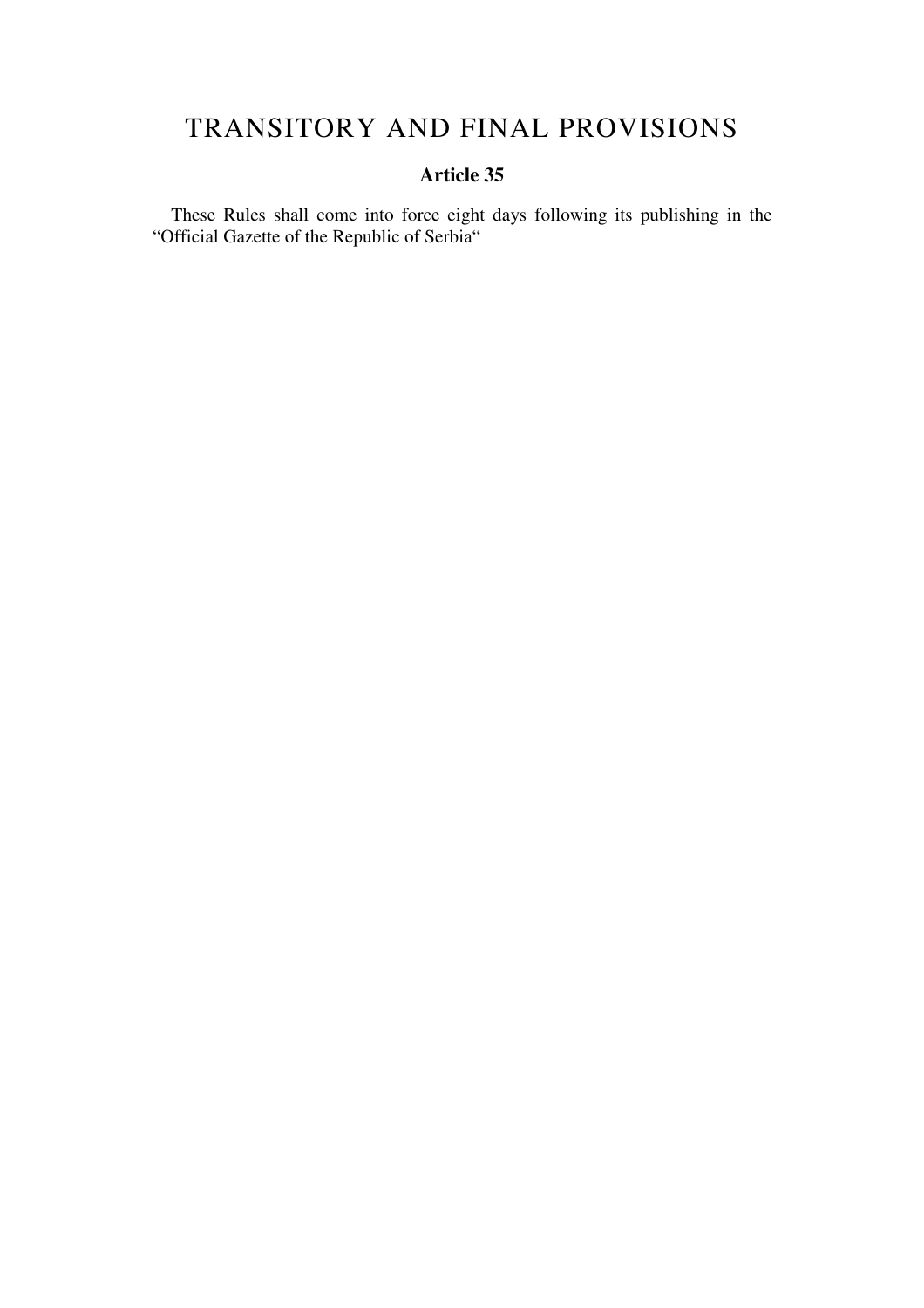# TRANSITORY AND FINAL PROVISIONS

**Article 35**

These Rules shall come into force eight days following its publishing in the "Official Gazette of the Republic of Serbia"